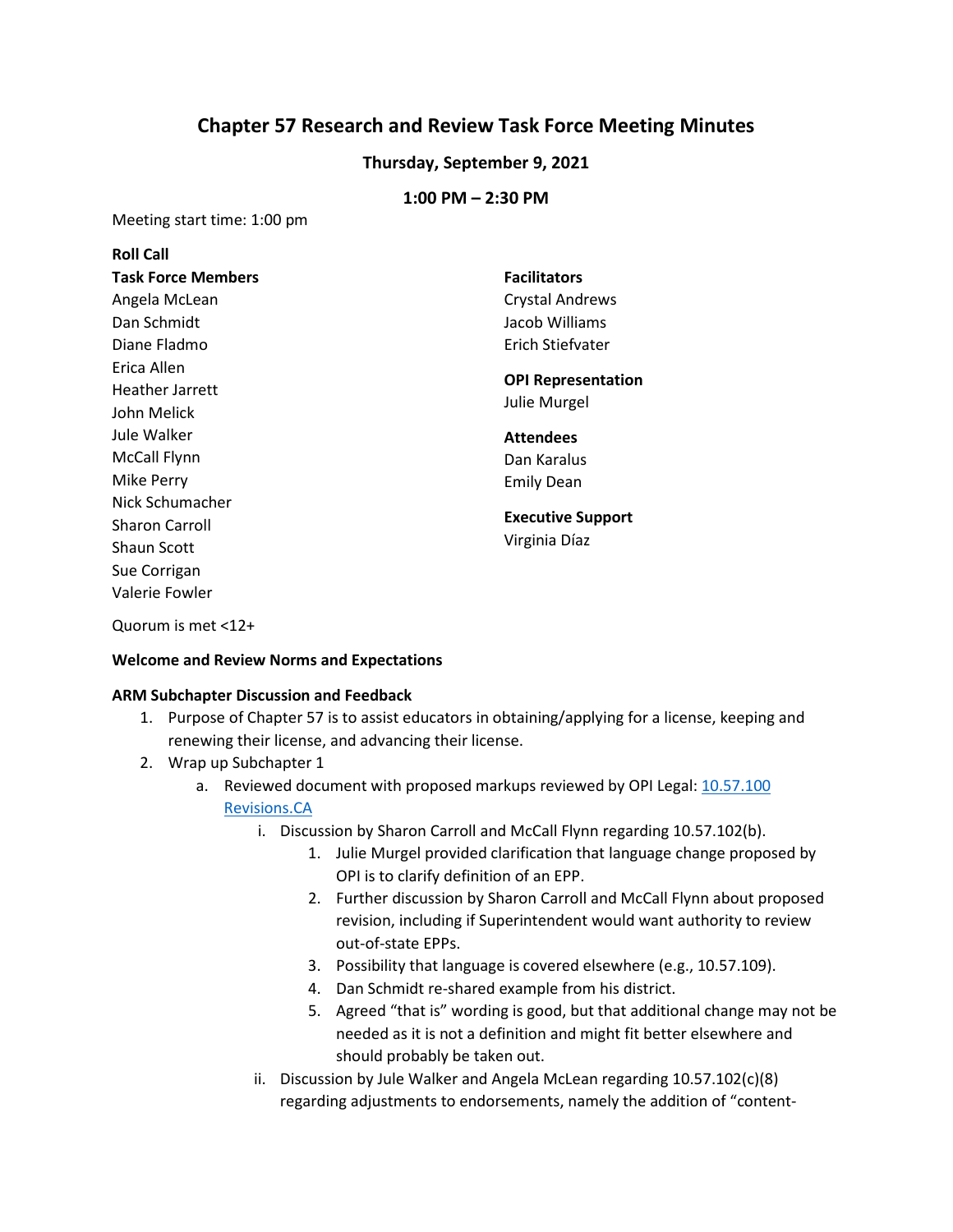# Chapter 57 Research and Review Task Force Meeting Minutes

**Thursday, September 9, 2021**

**1:00 PM – 2:30 PM**

Meeting start time: 1:00 pm

**Roll Call**

**Task Force Members**
Angela McLean
Dan Schmidt
Diane Fladmo
Erica Allen
Heather Jarrett
John Melick
Jule Walker
McCall Flynn
Mike Perry
Nick Schumacher
Sharon Carroll
Shaun Scott
Sue Corrigan
Valerie Fowler

**Facilitators**
Crystal Andrews
Jacob Williams
Erich Stiefvater

**OPI Representation**
Julie Murgel

**Attendees**
Dan Karalus
Emily Dean

**Executive Support**
Virginia Díaz

Quorum is met <12+

**Welcome and Review Norms and Expectations**

**ARM Subchapter Discussion and Feedback**

1. Purpose of Chapter 57 is to assist educators in obtaining/applying for a license, keeping and renewing their license, and advancing their license.
2. Wrap up Subchapter 1
   a. Reviewed document with proposed markups reviewed by OPI Legal: [10.57.100 Revisions.CA]()
      i. Discussion by Sharon Carroll and McCall Flynn regarding 10.57.102(b).
         1. Julie Murgel provided clarification that language change proposed by OPI is to clarify definition of an EPP.
         2. Further discussion by Sharon Carroll and McCall Flynn about proposed revision, including if Superintendent would want authority to review out-of-state EPPs.
         3. Possibility that language is covered elsewhere (e.g., 10.57.109).
         4. Dan Schmidt re-shared example from his district.
         5. Agreed "that is" wording is good, but that additional change may not be needed as it is not a definition and might fit better elsewhere and should probably be taken out.
      ii. Discussion by Jule Walker and Angela McLean regarding 10.57.102(c)(8) regarding adjustments to endorsements, namely the addition of "content-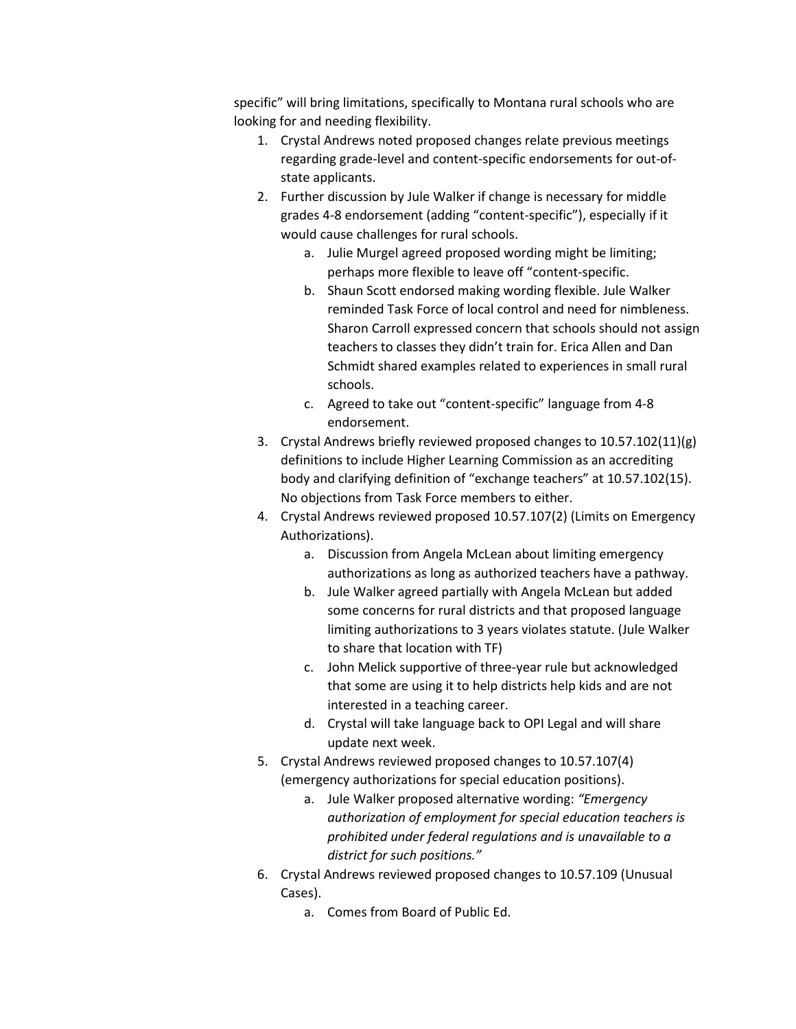specific" will bring limitations, specifically to Montana rural schools who are looking for and needing flexibility.

1. Crystal Andrews noted proposed changes relate previous meetings regarding grade-level and content-specific endorsements for out-of-state applicants.
2. Further discussion by Jule Walker if change is necessary for middle grades 4-8 endorsement (adding "content-specific"), especially if it would cause challenges for rural schools.
    a. Julie Murgel agreed proposed wording might be limiting; perhaps more flexible to leave off "content-specific.
    b. Shaun Scott endorsed making wording flexible. Jule Walker reminded Task Force of local control and need for nimbleness. Sharon Carroll expressed concern that schools should not assign teachers to classes they didn't train for. Erica Allen and Dan Schmidt shared examples related to experiences in small rural schools.
    c. Agreed to take out "content-specific" language from 4-8 endorsement.
3. Crystal Andrews briefly reviewed proposed changes to 10.57.102(11)(g) definitions to include Higher Learning Commission as an accrediting body and clarifying definition of "exchange teachers" at 10.57.102(15). No objections from Task Force members to either.
4. Crystal Andrews reviewed proposed 10.57.107(2) (Limits on Emergency Authorizations).
    a. Discussion from Angela McLean about limiting emergency authorizations as long as authorized teachers have a pathway.
    b. Jule Walker agreed partially with Angela McLean but added some concerns for rural districts and that proposed language limiting authorizations to 3 years violates statute. (Jule Walker to share that location with TF)
    c. John Melick supportive of three-year rule but acknowledged that some are using it to help districts help kids and are not interested in a teaching career.
    d. Crystal will take language back to OPI Legal and will share update next week.
5. Crystal Andrews reviewed proposed changes to 10.57.107(4) (emergency authorizations for special education positions).
    a. Jule Walker proposed alternative wording: *"Emergency authorization of employment for special education teachers is prohibited under federal regulations and is unavailable to a district for such positions."*
6. Crystal Andrews reviewed proposed changes to 10.57.109 (Unusual Cases).
    a. Comes from Board of Public Ed.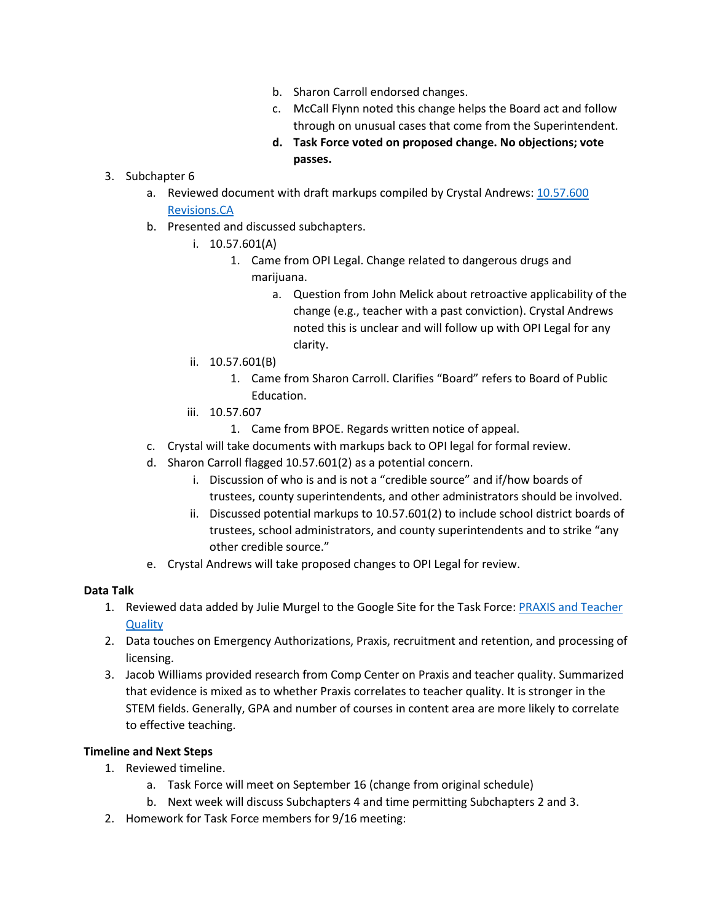b. Sharon Carroll endorsed changes.
  c. McCall Flynn noted this change helps the Board act and follow through on unusual cases that come from the Superintendent.
  d. **Task Force voted on proposed change. No objections; vote passes.**

3. Subchapter 6
   a. Reviewed document with draft markups compiled by Crystal Andrews: [10.57.600 Revisions.CA]
   b. Presented and discussed subchapters.
      i. 10.57.601(A)
         1. Came from OPI Legal. Change related to dangerous drugs and marijuana.
            a. Question from John Melick about retroactive applicability of the change (e.g., teacher with a past conviction). Crystal Andrews noted this is unclear and will follow up with OPI Legal for any clarity.
      ii. 10.57.601(B)
         1. Came from Sharon Carroll. Clarifies "Board" refers to Board of Public Education.
      iii. 10.57.607
         1. Came from BPOE. Regards written notice of appeal.
   c. Crystal will take documents with markups back to OPI legal for formal review.
   d. Sharon Carroll flagged 10.57.601(2) as a potential concern.
      i. Discussion of who is and is not a "credible source" and if/how boards of trustees, county superintendents, and other administrators should be involved.
      ii. Discussed potential markups to 10.57.601(2) to include school district boards of trustees, school administrators, and county superintendents and to strike "any other credible source."
   e. Crystal Andrews will take proposed changes to OPI Legal for review.

**Data Talk**

1. Reviewed data added by Julie Murgel to the Google Site for the Task Force: [PRAXIS and Teacher Quality]
2. Data touches on Emergency Authorizations, Praxis, recruitment and retention, and processing of licensing.
3. Jacob Williams provided research from Comp Center on Praxis and teacher quality. Summarized that evidence is mixed as to whether Praxis correlates to teacher quality. It is stronger in the STEM fields. Generally, GPA and number of courses in content area are more likely to correlate to effective teaching.

**Timeline and Next Steps**

1. Reviewed timeline.
   a. Task Force will meet on September 16 (change from original schedule)
   b. Next week will discuss Subchapters 4 and time permitting Subchapters 2 and 3.
2. Homework for Task Force members for 9/16 meeting: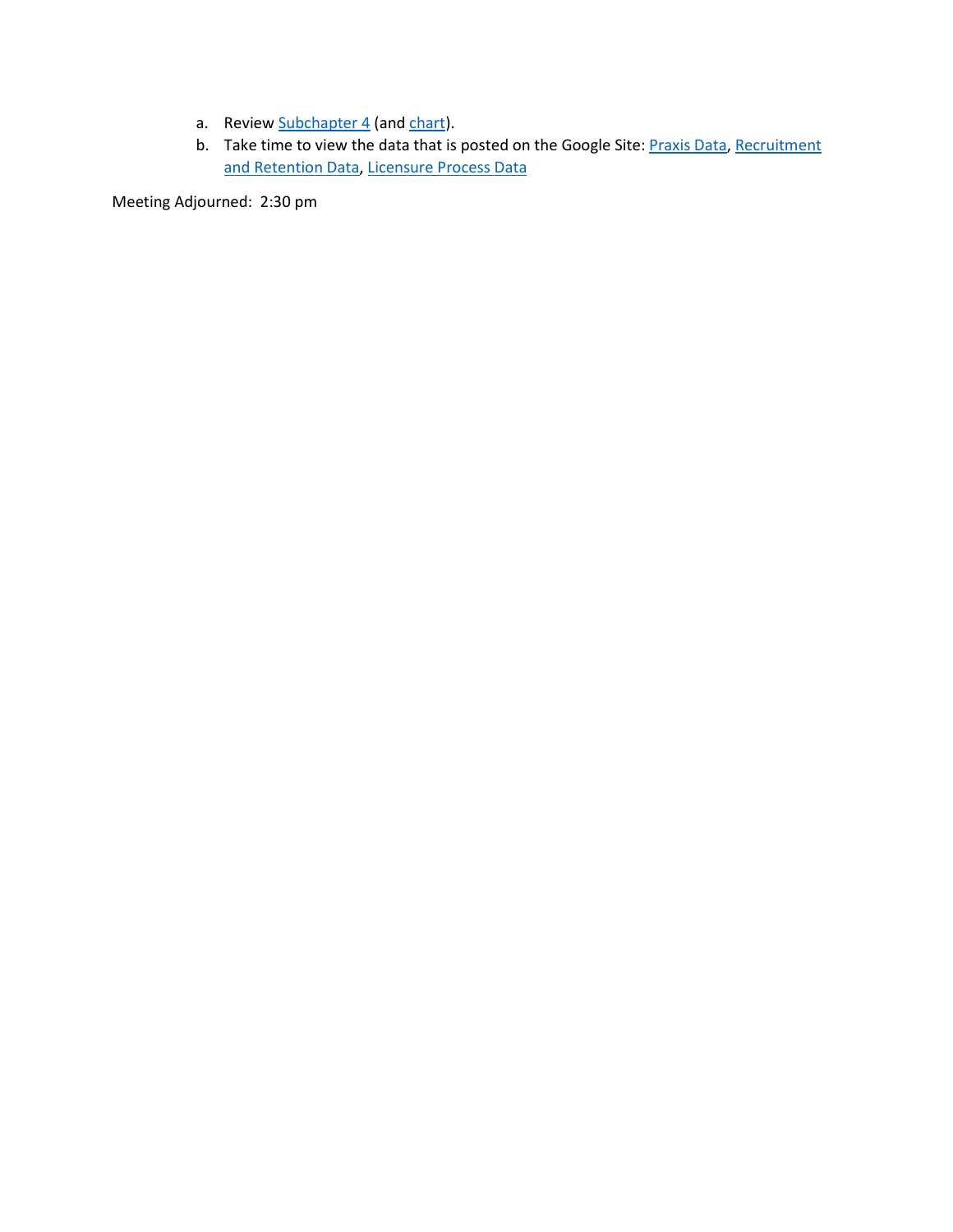a. Review Subchapter 4 (and chart).
b. Take time to view the data that is posted on the Google Site: Praxis Data, Recruitment and Retention Data, Licensure Process Data

Meeting Adjourned: 2:30 pm